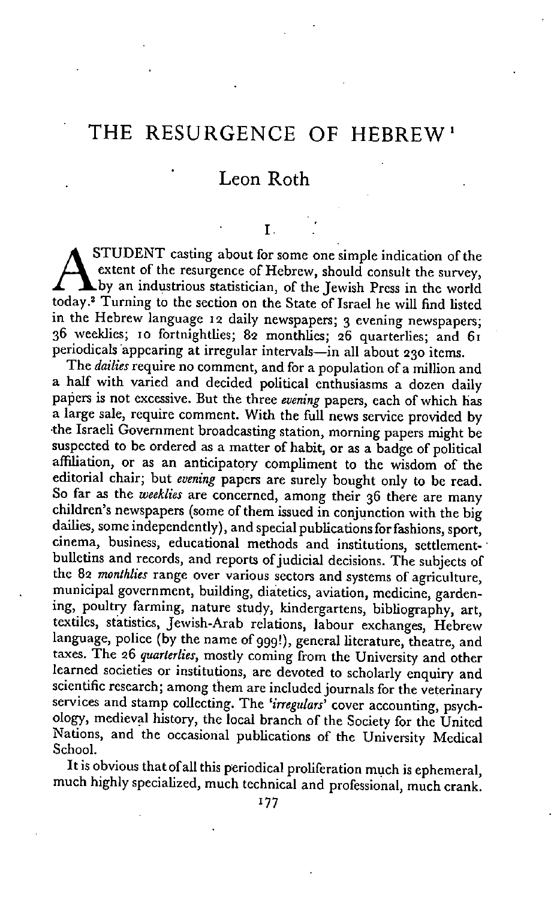# THE RESURGENCE OF HEBREW[1]

## Leon Roth

### I

A STUDENT casting about for some one simple indication of the extent of the resurgence of Hebrew, should consult the survey, by an industrious statistician, of the Jewish Press in the world today.[2] Turning to the section on the State of Israel he will find listed in the Hebrew language 12 daily newspapers; 3 evening newspapers; 36 weeklies; 10 fortnightlies; 82 monthlies; 26 quarterlies; and 61 periodicals appearing at irregular intervals—in all about 230 items.

The *dailies* require no comment, and for a population of a million and a half with varied and decided political enthusiasms a dozen daily papers is not excessive. But the three *evening* papers, each of which has a large sale, require comment. With the full news service provided by the Israeli Government broadcasting station, morning papers might be suspected to be ordered as a matter of habit, or as a badge of political affiliation, or as an anticipatory compliment to the wisdom of the editorial chair; but *evening* papers are surely bought only to be read. So far as the *weeklies* are concerned, among their 36 there are many children's newspapers (some of them issued in conjunction with the big dailies, some independently), and special publications for fashions, sport, cinema, business, educational methods and institutions, settlement-bulletins and records, and reports of judicial decisions. The subjects of the 82 *monthlies* range over various sectors and systems of agriculture, municipal government, building, diatetics, aviation, medicine, gardening, poultry farming, nature study, kindergartens, bibliography, art, textiles, statistics, Jewish-Arab relations, labour exchanges, Hebrew language, police (by the name of 999!), general literature, theatre, and taxes. The 26 *quarterlies*, mostly coming from the University and other learned societies or institutions, are devoted to scholarly enquiry and scientific research; among them are included journals for the veterinary services and stamp collecting. The *'irregulars'* cover accounting, psychology, medieval history, the local branch of the Society for the United Nations, and the occasional publications of the University Medical School.

It is obvious that of all this periodical proliferation much is ephemeral, much highly specialized, much technical and professional, much crank.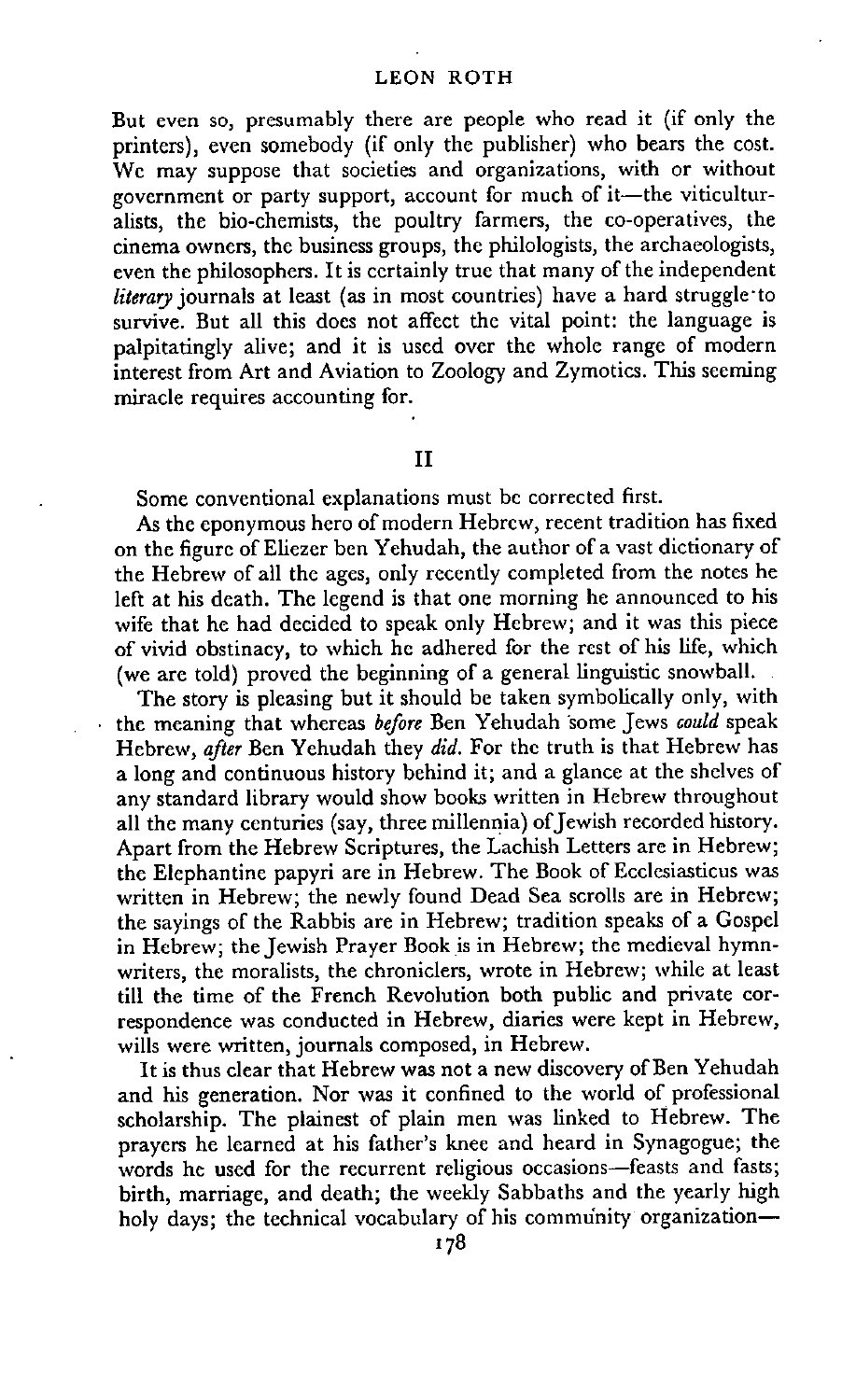But even so, presumably there are people who read it (if only the printers), even somebody (if only the publisher) who bears the cost. We may suppose that societies and organizations, with or without government or party support, account for much of it—the viticulturalists, the bio-chemists, the poultry farmers, the co-operatives, the cinema owners, the business groups, the philologists, the archaeologists, even the philosophers. It is certainly true that many of the independent *literary* journals at least (as in most countries) have a hard struggle to survive. But all this does not affect the vital point: the language is palpitatingly alive; and it is used over the whole range of modern interest from Art and Aviation to Zoology and Zymotics. This seeming miracle requires accounting for.

## II

Some conventional explanations must be corrected first.

As the eponymous hero of modern Hebrew, recent tradition has fixed on the figure of Eliezer ben Yehudah, the author of a vast dictionary of the Hebrew of all the ages, only recently completed from the notes he left at his death. The legend is that one morning he announced to his wife that he had decided to speak only Hebrew; and it was this piece of vivid obstinacy, to which he adhered for the rest of his life, which (we are told) proved the beginning of a general linguistic snowball.

The story is pleasing but it should be taken symbolically only, with the meaning that whereas *before* Ben Yehudah some Jews *could* speak Hebrew, *after* Ben Yehudah they *did*. For the truth is that Hebrew has a long and continuous history behind it; and a glance at the shelves of any standard library would show books written in Hebrew throughout all the many centuries (say, three millennia) of Jewish recorded history. Apart from the Hebrew Scriptures, the Lachish Letters are in Hebrew; the Elephantine papyri are in Hebrew. The Book of Ecclesiasticus was written in Hebrew; the newly found Dead Sea scrolls are in Hebrew; the sayings of the Rabbis are in Hebrew; tradition speaks of a Gospel in Hebrew; the Jewish Prayer Book is in Hebrew; the medieval hymn-writers, the moralists, the chroniclers, wrote in Hebrew; while at least till the time of the French Revolution both public and private correspondence was conducted in Hebrew, diaries were kept in Hebrew, wills were written, journals composed, in Hebrew.

It is thus clear that Hebrew was not a new discovery of Ben Yehudah and his generation. Nor was it confined to the world of professional scholarship. The plainest of plain men was linked to Hebrew. The prayers he learned at his father's knee and heard in Synagogue; the words he used for the recurrent religious occasions—feasts and fasts; birth, marriage, and death; the weekly Sabbaths and the yearly high holy days; the technical vocabulary of his community organization—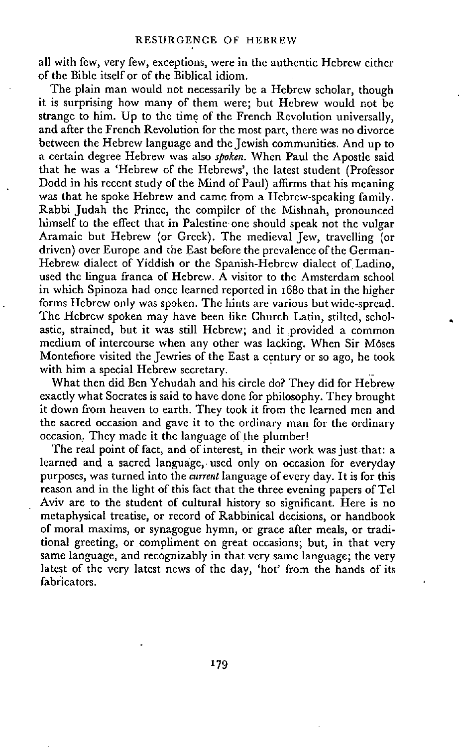all with few, very few, exceptions, were in the authentic Hebrew either of the Bible itself or of the Biblical idiom.

The plain man would not necessarily be a Hebrew scholar, though it is surprising how many of them were; but Hebrew would not be strange to him. Up to the time of the French Revolution universally, and after the French Revolution for the most part, there was no divorce between the Hebrew language and the Jewish communities. And up to a certain degree Hebrew was also *spoken*. When Paul the Apostle said that he was a 'Hebrew of the Hebrews', the latest student (Professor Dodd in his recent study of the Mind of Paul) affirms that his meaning was that he spoke Hebrew and came from a Hebrew-speaking family. Rabbi Judah the Prince, the compiler of the Mishnah, pronounced himself to the effect that in Palestine one should speak not the vulgar Aramaic but Hebrew (or Greek). The medieval Jew, travelling (or driven) over Europe and the East before the prevalence of the German-Hebrew dialect of Yiddish or the Spanish-Hebrew dialect of Ladino, used the lingua franca of Hebrew. A visitor to the Amsterdam school in which Spinoza had once learned reported in 1680 that in the higher forms Hebrew only was spoken. The hints are various but wide-spread. The Hebrew spoken may have been like Church Latin, stilted, scholastic, strained, but it was still Hebrew; and it provided a common medium of intercourse when any other was lacking. When Sir Moses Montefiore visited the Jewries of the East a century or so ago, he took with him a special Hebrew secretary.

What then did Ben Yehudah and his circle do? They did for Hebrew exactly what Socrates is said to have done for philosophy. They brought it down from heaven to earth. They took it from the learned men and the sacred occasion and gave it to the ordinary man for the ordinary occasion. They made it the language of the plumber!

The real point of fact, and of interest, in their work was just that: a learned and a sacred language, used only on occasion for everyday purposes, was turned into the *current* language of every day. It is for this reason and in the light of this fact that the three evening papers of Tel Aviv are to the student of cultural history so significant. Here is no metaphysical treatise, or record of Rabbinical decisions, or handbook of moral maxims, or synagogue hymn, or grace after meals, or traditional greeting, or compliment on great occasions; but, in that very same language, and recognizably in that very same language; the very latest of the very latest news of the day, 'hot' from the hands of its fabricators.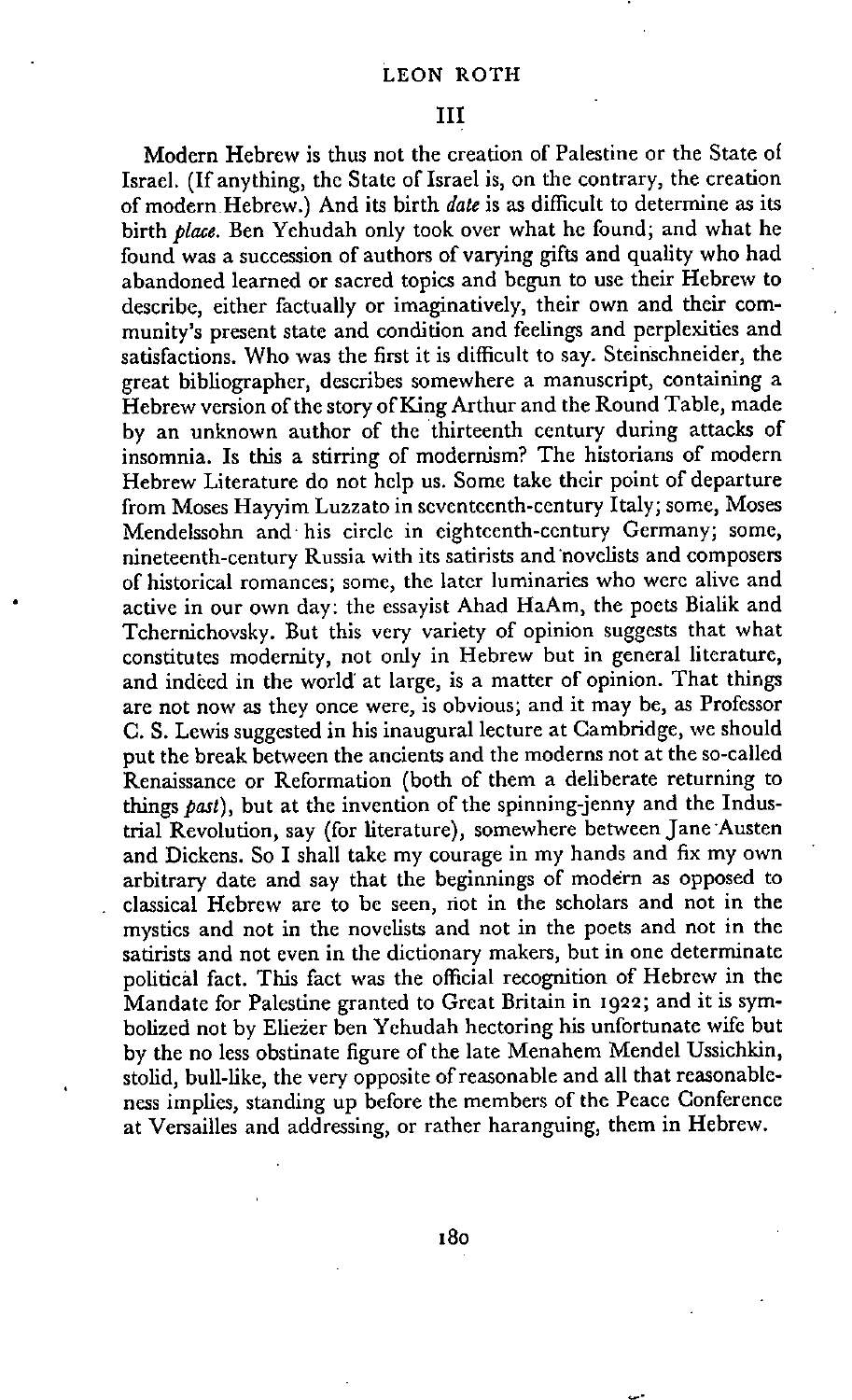## III

Modern Hebrew is thus not the creation of Palestine or the State of Israel. (If anything, the State of Israel is, on the contrary, the creation of modern Hebrew.) And its birth *date* is as difficult to determine as its birth *place*. Ben Yehudah only took over what he found; and what he found was a succession of authors of varying gifts and quality who had abandoned learned or sacred topics and begun to use their Hebrew to describe, either factually or imaginatively, their own and their community's present state and condition and feelings and perplexities and satisfactions. Who was the first it is difficult to say. Steinschneider, the great bibliographer, describes somewhere a manuscript, containing a Hebrew version of the story of King Arthur and the Round Table, made by an unknown author of the thirteenth century during attacks of insomnia. Is this a stirring of modernism? The historians of modern Hebrew Literature do not help us. Some take their point of departure from Moses Hayyim Luzzato in seventeenth-century Italy; some, Moses Mendelssohn and his circle in eighteenth-century Germany; some, nineteenth-century Russia with its satirists and novelists and composers of historical romances; some, the later luminaries who were alive and active in our own day: the essayist Ahad HaAm, the poets Bialik and Tchernichovsky. But this very variety of opinion suggests that what constitutes modernity, not only in Hebrew but in general literature, and indeed in the world at large, is a matter of opinion. That things are not now as they once were, is obvious; and it may be, as Professor C. S. Lewis suggested in his inaugural lecture at Cambridge, we should put the break between the ancients and the moderns not at the so-called Renaissance or Reformation (both of them a deliberate returning to things *past*), but at the invention of the spinning-jenny and the Industrial Revolution, say (for literature), somewhere between Jane Austen and Dickens. So I shall take my courage in my hands and fix my own arbitrary date and say that the beginnings of modern as opposed to classical Hebrew are to be seen, not in the scholars and not in the mystics and not in the novelists and not in the poets and not in the satirists and not even in the dictionary makers, but in one determinate political fact. This fact was the official recognition of Hebrew in the Mandate for Palestine granted to Great Britain in 1922; and it is symbolized not by Eliezer ben Yehudah hectoring his unfortunate wife but by the no less obstinate figure of the late Menahem Mendel Ussichkin, stolid, bull-like, the very opposite of reasonable and all that reasonableness implies, standing up before the members of the Peace Conference at Versailles and addressing, or rather haranguing, them in Hebrew.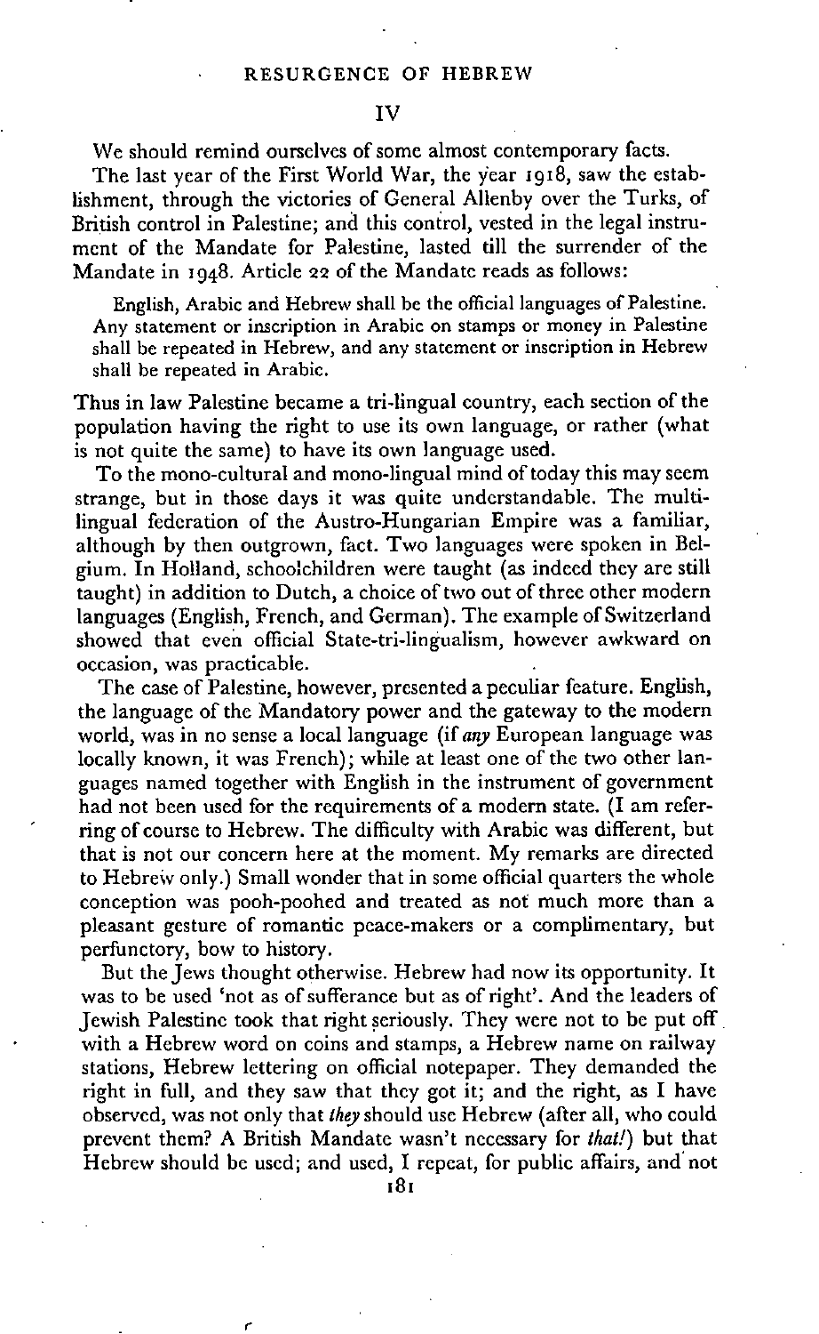## IV

We should remind ourselves of some almost contemporary facts.

The last year of the First World War, the year 1918, saw the establishment, through the victories of General Allenby over the Turks, of British control in Palestine; and this control, vested in the legal instrument of the Mandate for Palestine, lasted till the surrender of the Mandate in 1948. Article 22 of the Mandate reads as follows:

> English, Arabic and Hebrew shall be the official languages of Palestine. Any statement or inscription in Arabic on stamps or money in Palestine shall be repeated in Hebrew, and any statement or inscription in Hebrew shall be repeated in Arabic.

Thus in law Palestine became a tri-lingual country, each section of the population having the right to use its own language, or rather (what is not quite the same) to have its own language used.

To the mono-cultural and mono-lingual mind of today this may seem strange, but in those days it was quite understandable. The multilingual federation of the Austro-Hungarian Empire was a familiar, although by then outgrown, fact. Two languages were spoken in Belgium. In Holland, schoolchildren were taught (as indeed they are still taught) in addition to Dutch, a choice of two out of three other modern languages (English, French, and German). The example of Switzerland showed that even official State-tri-lingualism, however awkward on occasion, was practicable.

The case of Palestine, however, presented a peculiar feature. English, the language of the Mandatory power and the gateway to the modern world, was in no sense a local language (if *any* European language was locally known, it was French); while at least one of the two other languages named together with English in the instrument of government had not been used for the requirements of a modern state. (I am referring of course to Hebrew. The difficulty with Arabic was different, but that is not our concern here at the moment. My remarks are directed to Hebrew only.) Small wonder that in some official quarters the whole conception was pooh-poohed and treated as not much more than a pleasant gesture of romantic peace-makers or a complimentary, but perfunctory, bow to history.

But the Jews thought otherwise. Hebrew had now its opportunity. It was to be used 'not as of sufferance but as of right'. And the leaders of Jewish Palestine took that right seriously. They were not to be put off with a Hebrew word on coins and stamps, a Hebrew name on railway stations, Hebrew lettering on official notepaper. They demanded the right in full, and they saw that they got it; and the right, as I have observed, was not only that *they* should use Hebrew (after all, who could prevent them? A British Mandate wasn't necessary for *that!*) but that Hebrew should be used; and used, I repeat, for public affairs, and not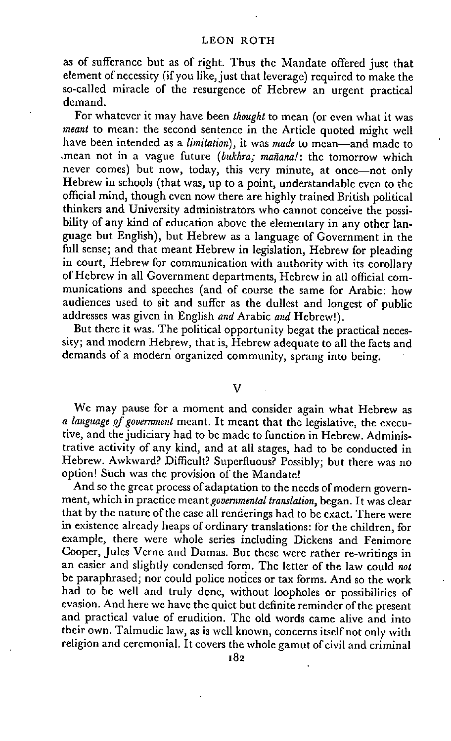as of sufferance but as of right. Thus the Mandate offered just that element of necessity (if you like, just that leverage) required to make the so-called miracle of the resurgence of Hebrew an urgent practical demand.

For whatever it may have been *thought* to mean (or even what it was *meant* to mean: the second sentence in the Article quoted might well have been intended as a *limitation*), it was *made* to mean—and made to mean not in a vague future (*bukhra; mañana!*: the tomorrow which never comes) but now, today, this very minute, at once—not only Hebrew in schools (that was, up to a point, understandable even to the official mind, though even now there are highly trained British political thinkers and University administrators who cannot conceive the possibility of any kind of education above the elementary in any other language but English), but Hebrew as a language of Government in the full sense; and that meant Hebrew in legislation, Hebrew for pleading in court, Hebrew for communication with authority with its corollary of Hebrew in all Government departments, Hebrew in all official communications and speeches (and of course the same for Arabic: how audiences used to sit and suffer as the dullest and longest of public addresses was given in English *and* Arabic *and* Hebrew!).

But there it was. The political opportunity begat the practical necessity; and modern Hebrew, that is, Hebrew adequate to all the facts and demands of a modern organized community, sprang into being.

## V

We may pause for a moment and consider again what Hebrew as *a language of government* meant. It meant that the legislative, the executive, and the judiciary had to be made to function in Hebrew. Administrative activity of any kind, and at all stages, had to be conducted in Hebrew. Awkward? Difficult? Superfluous? Possibly; but there was no option! Such was the provision of the Mandate!

And so the great process of adaptation to the needs of modern government, which in practice meant *governmental translation*, began. It was clear that by the nature of the case all renderings had to be exact. There were in existence already heaps of ordinary translations: for the children, for example, there were whole series including Dickens and Fenimore Cooper, Jules Verne and Dumas. But these were rather re-writings in an easier and slightly condensed form. The letter of the law could *not* be paraphrased; nor could police notices or tax forms. And so the work had to be well and truly done, without loopholes or possibilities of evasion. And here we have the quiet but definite reminder of the present and practical value of erudition. The old words came alive and into their own. Talmudic law, as is well known, concerns itself not only with religion and ceremonial. It covers the whole gamut of civil and criminal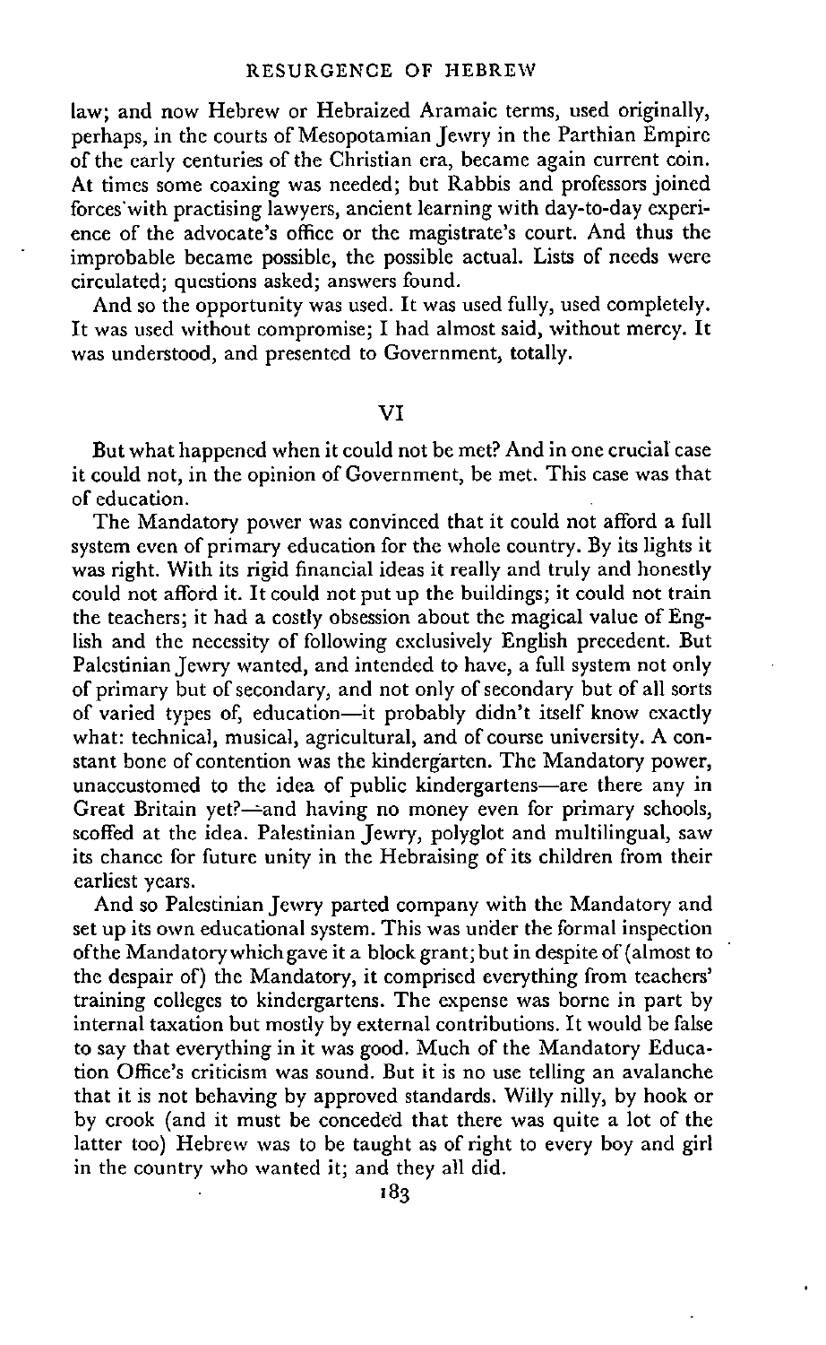law; and now Hebrew or Hebraized Aramaic terms, used originally, perhaps, in the courts of Mesopotamian Jewry in the Parthian Empire of the early centuries of the Christian era, became again current coin. At times some coaxing was needed; but Rabbis and professors joined forces with practising lawyers, ancient learning with day-to-day experience of the advocate's office or the magistrate's court. And thus the improbable became possible, the possible actual. Lists of needs were circulated; questions asked; answers found.

And so the opportunity was used. It was used fully, used completely. It was used without compromise; I had almost said, without mercy. It was understood, and presented to Government, totally.

## VI

But what happened when it could not be met? And in one crucial case it could not, in the opinion of Government, be met. This case was that of education.

The Mandatory power was convinced that it could not afford a full system even of primary education for the whole country. By its lights it was right. With its rigid financial ideas it really and truly and honestly could not afford it. It could not put up the buildings; it could not train the teachers; it had a costly obsession about the magical value of English and the necessity of following exclusively English precedent. But Palestinian Jewry wanted, and intended to have, a full system not only of primary but of secondary, and not only of secondary but of all sorts of varied types of, education—it probably didn't itself know exactly what: technical, musical, agricultural, and of course university. A constant bone of contention was the kindergarten. The Mandatory power, unaccustomed to the idea of public kindergartens—are there any in Great Britain yet?—and having no money even for primary schools, scoffed at the idea. Palestinian Jewry, polyglot and multilingual, saw its chance for future unity in the Hebraising of its children from their earliest years.

And so Palestinian Jewry parted company with the Mandatory and set up its own educational system. This was under the formal inspection of the Mandatory which gave it a block grant; but in despite of (almost to the despair of) the Mandatory, it comprised everything from teachers' training colleges to kindergartens. The expense was borne in part by internal taxation but mostly by external contributions. It would be false to say that everything in it was good. Much of the Mandatory Education Office's criticism was sound. But it is no use telling an avalanche that it is not behaving by approved standards. Willy nilly, by hook or by crook (and it must be conceded that there was quite a lot of the latter too) Hebrew was to be taught as of right to every boy and girl in the country who wanted it; and they all did.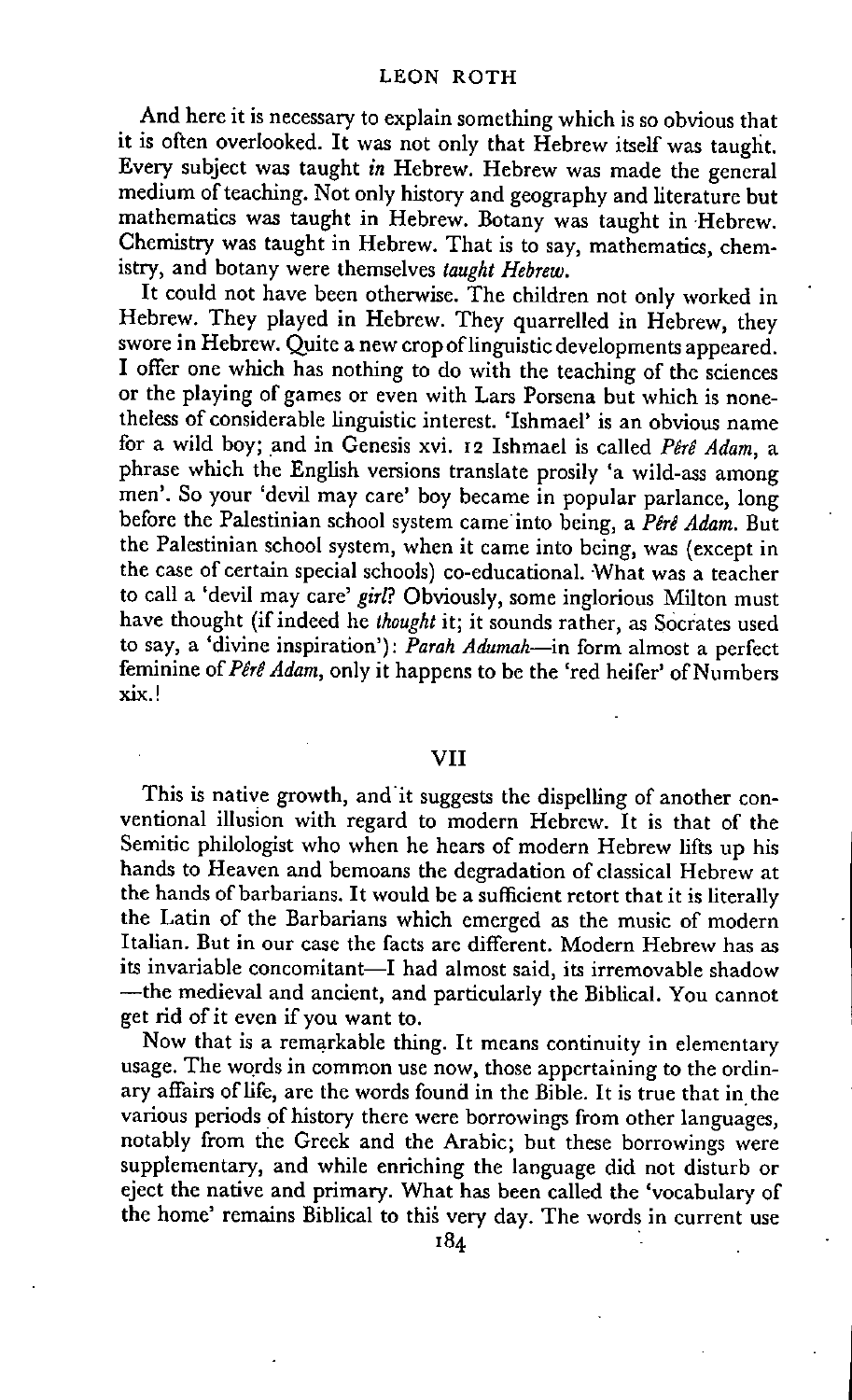And here it is necessary to explain something which is so obvious that it is often overlooked. It was not only that Hebrew itself was taught. Every subject was taught *in* Hebrew. Hebrew was made the general medium of teaching. Not only history and geography and literature but mathematics was taught in Hebrew. Botany was taught in Hebrew. Chemistry was taught in Hebrew. That is to say, mathematics, chemistry, and botany were themselves *taught Hebrew*.

It could not have been otherwise. The children not only worked in Hebrew. They played in Hebrew. They quarrelled in Hebrew, they swore in Hebrew. Quite a new crop of linguistic developments appeared. I offer one which has nothing to do with the teaching of the sciences or the playing of games or even with Lars Porsena but which is nonetheless of considerable linguistic interest. 'Ishmael' is an obvious name for a wild boy; and in Genesis xvi. 12 Ishmael is called *Pêrê Adam*, a phrase which the English versions translate prosily 'a wild-ass among men'. So your 'devil may care' boy became in popular parlance, long before the Palestinian school system came into being, a *Pêrê Adam*. But the Palestinian school system, when it came into being, was (except in the case of certain special schools) co-educational. What was a teacher to call a 'devil may care' *girl*? Obviously, some inglorious Milton must have thought (if indeed he *thought* it; it sounds rather, as Socrates used to say, a 'divine inspiration'): *Parah Adumah*—in form almost a perfect feminine of *Pêrê Adam*, only it happens to be the 'red heifer' of Numbers xix.!

## VII

This is native growth, and it suggests the dispelling of another conventional illusion with regard to modern Hebrew. It is that of the Semitic philologist who when he hears of modern Hebrew lifts up his hands to Heaven and bemoans the degradation of classical Hebrew at the hands of barbarians. It would be a sufficient retort that it is literally the Latin of the Barbarians which emerged as the music of modern Italian. But in our case the facts are different. Modern Hebrew has as its invariable concomitant—I had almost said, its irremovable shadow—the medieval and ancient, and particularly the Biblical. You cannot get rid of it even if you want to.

Now that is a remarkable thing. It means continuity in elementary usage. The words in common use now, those appertaining to the ordinary affairs of life, are the words found in the Bible. It is true that in the various periods of history there were borrowings from other languages, notably from the Greek and the Arabic; but these borrowings were supplementary, and while enriching the language did not disturb or eject the native and primary. What has been called the 'vocabulary of the home' remains Biblical to this very day. The words in current use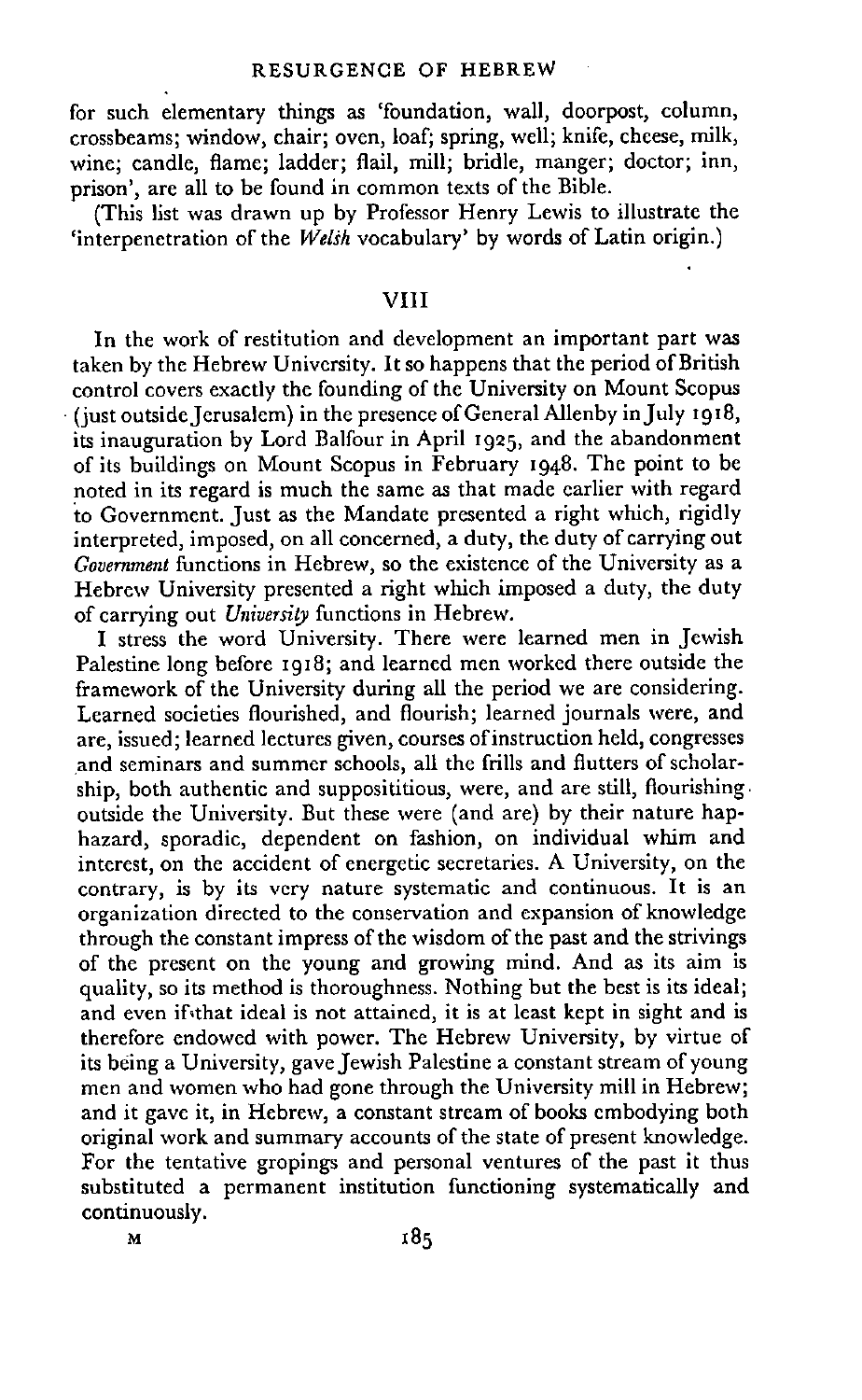for such elementary things as 'foundation, wall, doorpost, column, crossbeams; window, chair; oven, loaf; spring, well; knife, cheese, milk, wine; candle, flame; ladder; flail, mill; bridle, manger; doctor; inn, prison', are all to be found in common texts of the Bible.

(This list was drawn up by Professor Henry Lewis to illustrate the 'interpenetration of the *Welsh* vocabulary' by words of Latin origin.)

## VIII

In the work of restitution and development an important part was taken by the Hebrew University. It so happens that the period of British control covers exactly the founding of the University on Mount Scopus (just outside Jerusalem) in the presence of General Allenby in July 1918, its inauguration by Lord Balfour in April 1925, and the abandonment of its buildings on Mount Scopus in February 1948. The point to be noted in its regard is much the same as that made earlier with regard to Government. Just as the Mandate presented a right which, rigidly interpreted, imposed, on all concerned, a duty, the duty of carrying out *Government* functions in Hebrew, so the existence of the University as a Hebrew University presented a right which imposed a duty, the duty of carrying out *University* functions in Hebrew.

I stress the word University. There were learned men in Jewish Palestine long before 1918; and learned men worked there outside the framework of the University during all the period we are considering. Learned societies flourished, and flourish; learned journals were, and are, issued; learned lectures given, courses of instruction held, congresses and seminars and summer schools, all the frills and flutters of scholarship, both authentic and supposititious, were, and are still, flourishing outside the University. But these were (and are) by their nature haphazard, sporadic, dependent on fashion, on individual whim and interest, on the accident of energetic secretaries. A University, on the contrary, is by its very nature systematic and continuous. It is an organization directed to the conservation and expansion of knowledge through the constant impress of the wisdom of the past and the strivings of the present on the young and growing mind. And as its aim is quality, so its method is thoroughness. Nothing but the best is its ideal; and even if that ideal is not attained, it is at least kept in sight and is therefore endowed with power. The Hebrew University, by virtue of its being a University, gave Jewish Palestine a constant stream of young men and women who had gone through the University mill in Hebrew; and it gave it, in Hebrew, a constant stream of books embodying both original work and summary accounts of the state of present knowledge. For the tentative gropings and personal ventures of the past it thus substituted a permanent institution functioning systematically and continuously.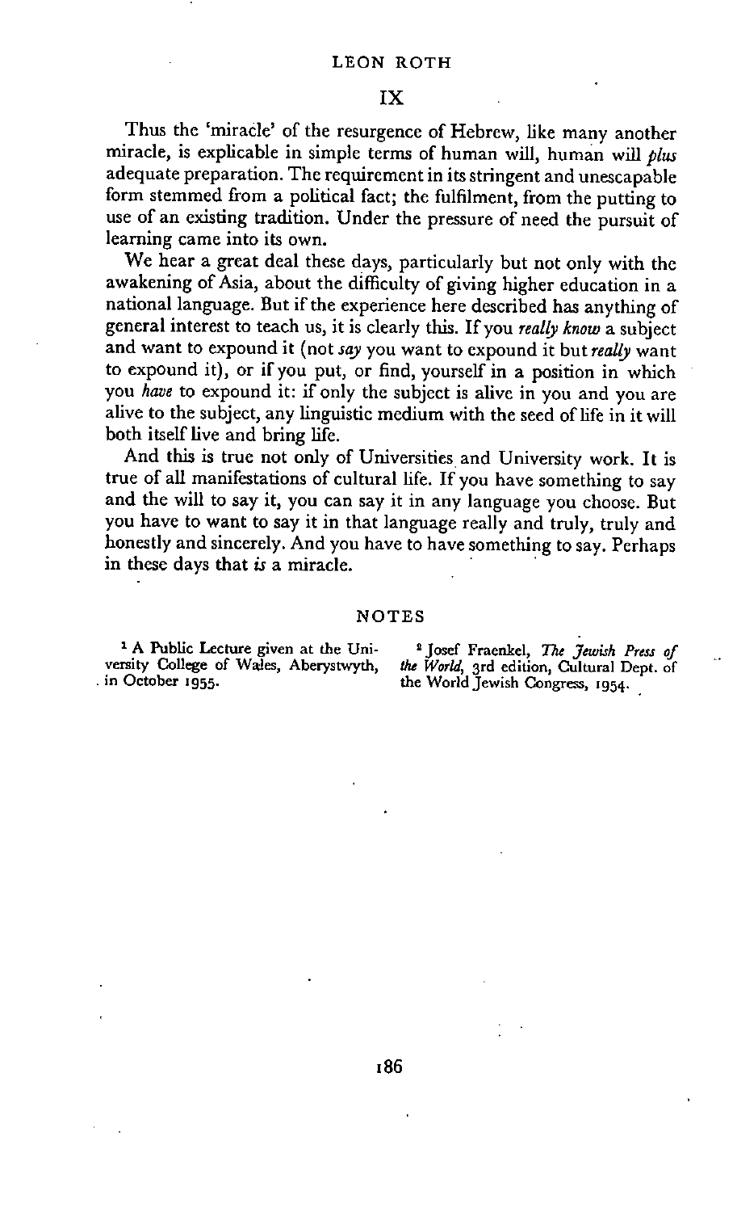## IX

Thus the 'miracle' of the resurgence of Hebrew, like many another miracle, is explicable in simple terms of human will, human will *plus* adequate preparation. The requirement in its stringent and unescapable form stemmed from a political fact; the fulfilment, from the putting to use of an existing tradition. Under the pressure of need the pursuit of learning came into its own.

We hear a great deal these days, particularly but not only with the awakening of Asia, about the difficulty of giving higher education in a national language. But if the experience here described has anything of general interest to teach us, it is clearly this. If you *really know* a subject and want to expound it (not *say* you want to expound it but *really* want to expound it), or if you put, or find, yourself in a position in which you *have* to expound it: if only the subject is alive in you and you are alive to the subject, any linguistic medium with the seed of life in it will both itself live and bring life.

And this is true not only of Universities and University work. It is true of all manifestations of cultural life. If you have something to say and the will to say it, you can say it in any language you choose. But you have to want to say it in that language really and truly, truly and honestly and sincerely. And you have to have something to say. Perhaps in these days that *is* a miracle.

### NOTES

[1] A Public Lecture given at the University College of Wales, Aberystwyth, in October 1955.

[2] Josef Fraenkel, *The Jewish Press of the World*, 3rd edition, Cultural Dept. of the World Jewish Congress, 1954.